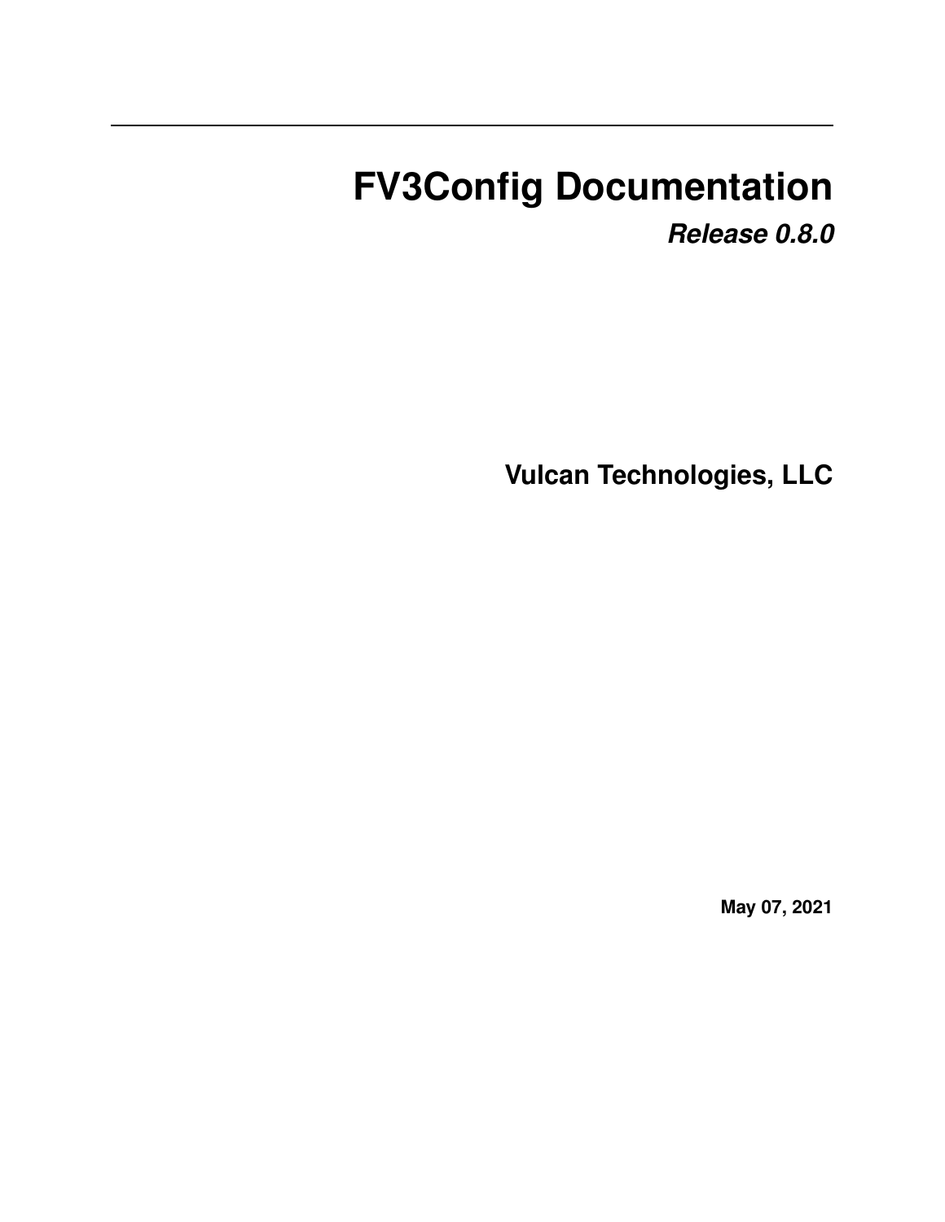# FV3Config Documentation

***Release 0.8.0***

**Vulcan Technologies, LLC**

**May 07, 2021**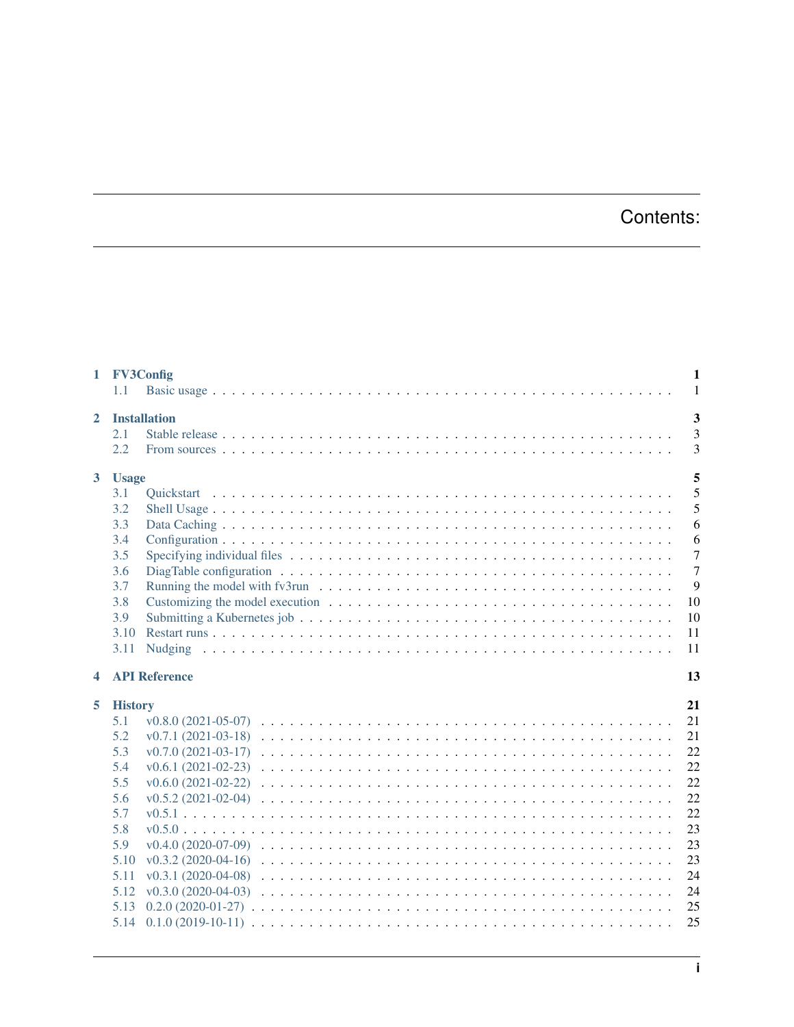# Contents:

- **1 FV3Config** — 1
  - 1.1 Basic usage — 1
- **2 Installation** — 3
  - 2.1 Stable release — 3
  - 2.2 From sources — 3
- **3 Usage** — 5
  - 3.1 Quickstart — 5
  - 3.2 Shell Usage — 5
  - 3.3 Data Caching — 6
  - 3.4 Configuration — 6
  - 3.5 Specifying individual files — 7
  - 3.6 DiagTable configuration — 7
  - 3.7 Running the model with fv3run — 9
  - 3.8 Customizing the model execution — 10
  - 3.9 Submitting a Kubernetes job — 10
  - 3.10 Restart runs — 11
  - 3.11 Nudging — 11
- **4 API Reference** — 13
- **5 History** — 21
  - 5.1 v0.8.0 (2021-05-07) — 21
  - 5.2 v0.7.1 (2021-03-18) — 21
  - 5.3 v0.7.0 (2021-03-17) — 22
  - 5.4 v0.6.1 (2021-02-23) — 22
  - 5.5 v0.6.0 (2021-02-22) — 22
  - 5.6 v0.5.2 (2021-02-04) — 22
  - 5.7 v0.5.1 — 22
  - 5.8 v0.5.0 — 23
  - 5.9 v0.4.0 (2020-07-09) — 23
  - 5.10 v0.3.2 (2020-04-16) — 23
  - 5.11 v0.3.1 (2020-04-08) — 24
  - 5.12 v0.3.0 (2020-04-03) — 24
  - 5.13 0.2.0 (2020-01-27) — 25
  - 5.14 0.1.0 (2019-10-11) — 25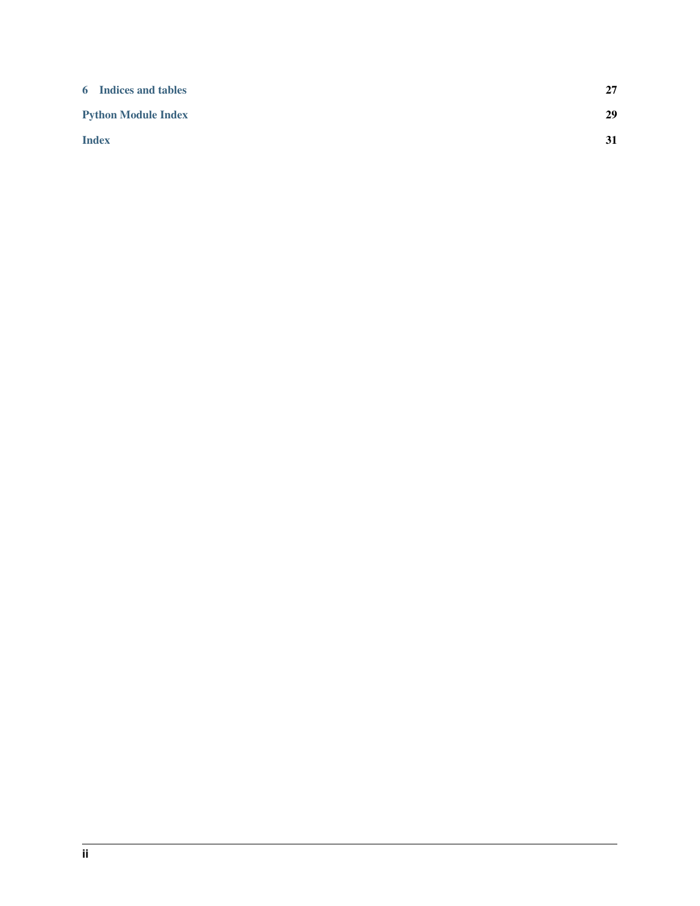**6 Indices and tables** 27

**Python Module Index** 29

**Index** 31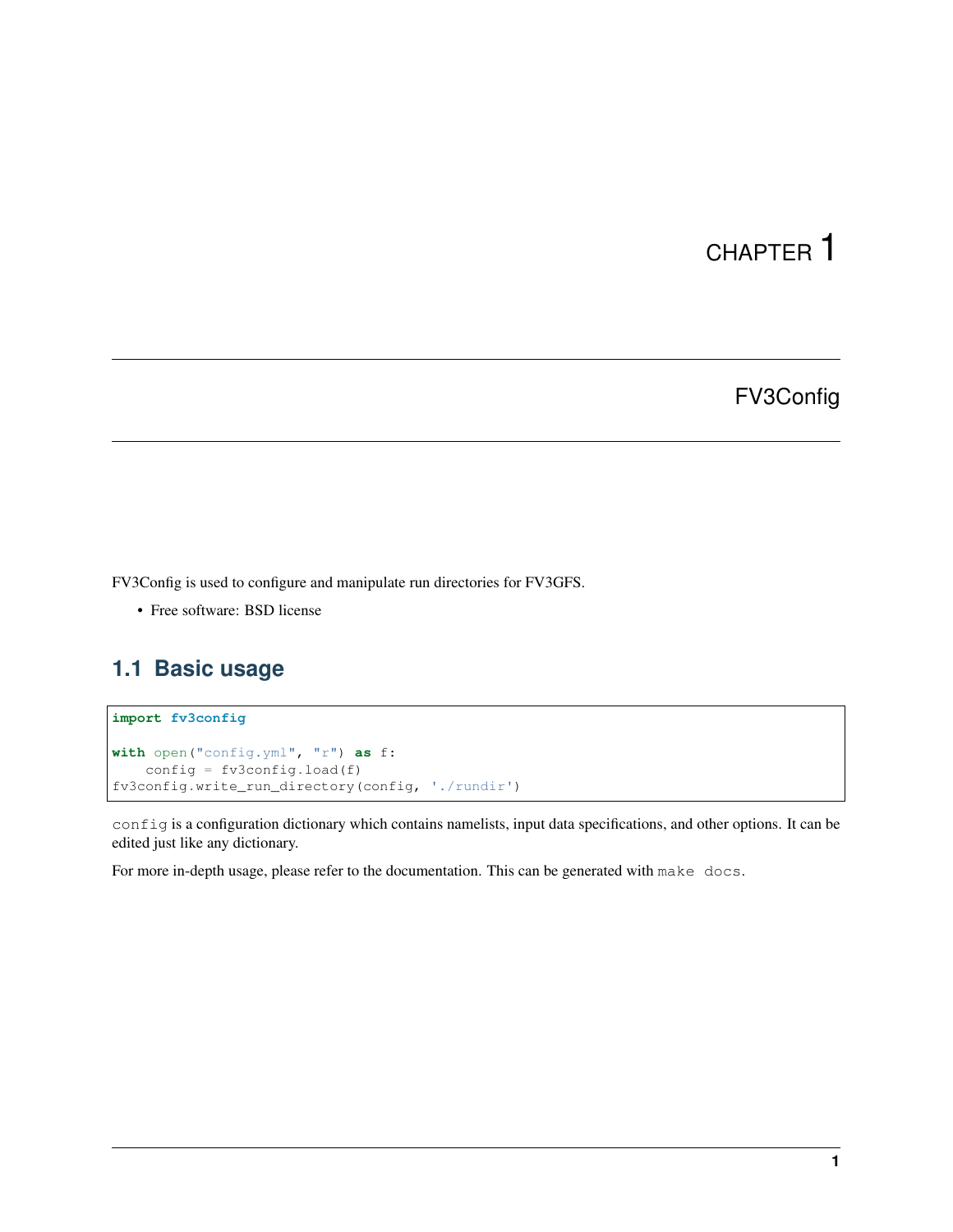# CHAPTER 1

# FV3Config

FV3Config is used to configure and manipulate run directories for FV3GFS.

- Free software: BSD license

## 1.1 Basic usage

```
import fv3config

with open("config.yml", "r") as f:
    config = fv3config.load(f)
fv3config.write_run_directory(config, './rundir')
```

`config` is a configuration dictionary which contains namelists, input data specifications, and other options. It can be edited just like any dictionary.

For more in-depth usage, please refer to the documentation. This can be generated with `make docs`.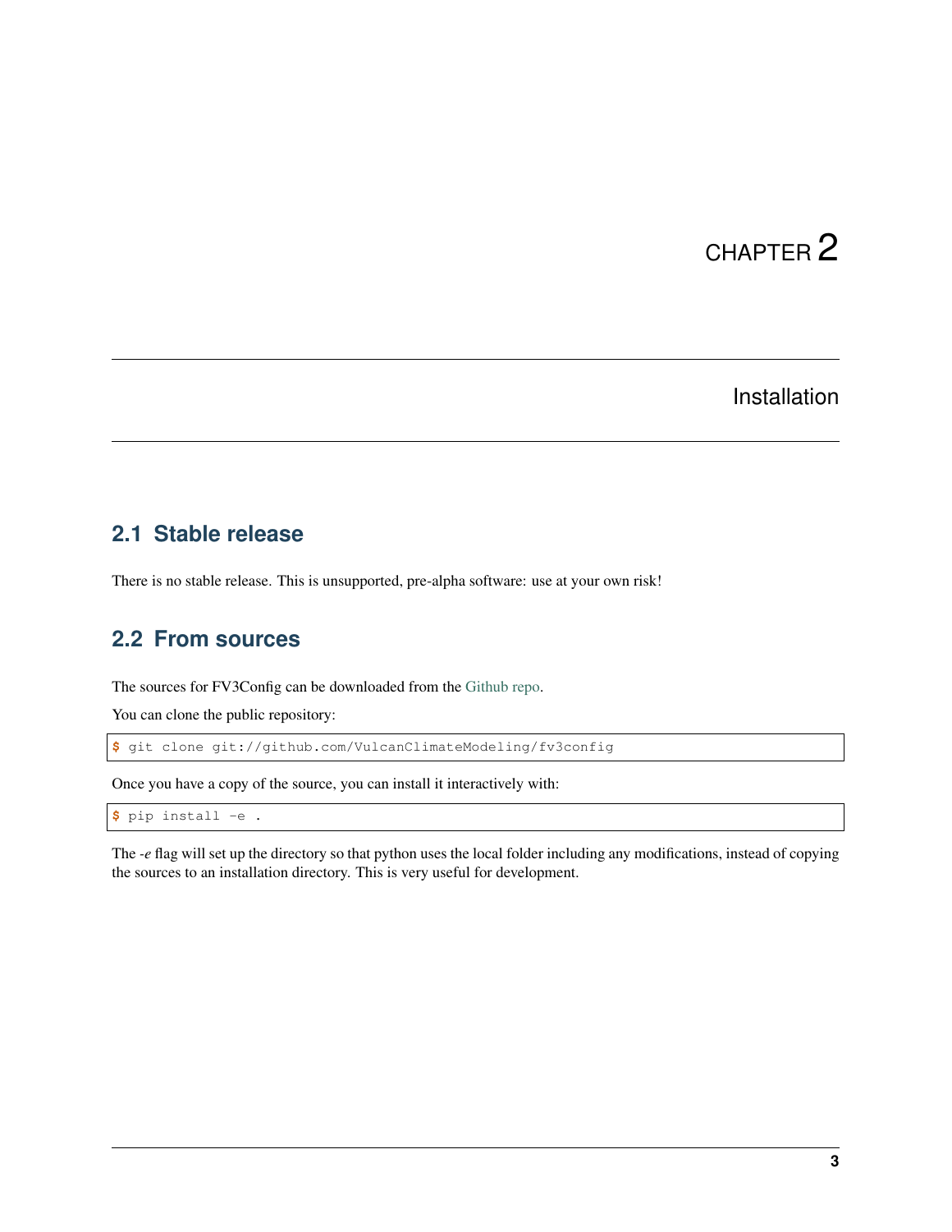# CHAPTER 2

# Installation

## 2.1 Stable release

There is no stable release. This is unsupported, pre-alpha software: use at your own risk!

## 2.2 From sources

The sources for FV3Config can be downloaded from the Github repo.

You can clone the public repository:

```
$ git clone git://github.com/VulcanClimateModeling/fv3config
```

Once you have a copy of the source, you can install it interactively with:

```
$ pip install -e .
```

The *-e* flag will set up the directory so that python uses the local folder including any modifications, instead of copying the sources to an installation directory. This is very useful for development.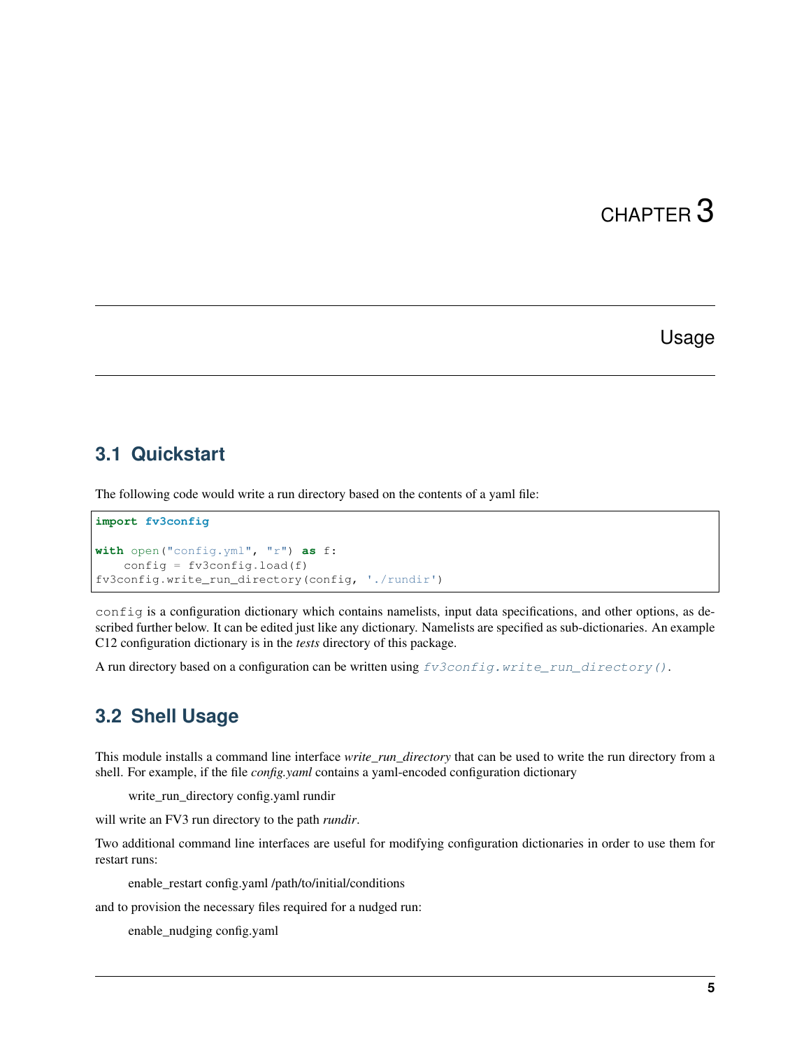# CHAPTER 3

## Usage

### 3.1 Quickstart

The following code would write a run directory based on the contents of a yaml file:

```
import fv3config

with open("config.yml", "r") as f:
    config = fv3config.load(f)
fv3config.write_run_directory(config, './rundir')
```

`config` is a configuration dictionary which contains namelists, input data specifications, and other options, as described further below. It can be edited just like any dictionary. Namelists are specified as sub-dictionaries. An example C12 configuration dictionary is in the *tests* directory of this package.

A run directory based on a configuration can be written using *fv3config.write_run_directory()*.

### 3.2 Shell Usage

This module installs a command line interface *write_run_directory* that can be used to write the run directory from a shell. For example, if the file *config.yaml* contains a yaml-encoded configuration dictionary

> write_run_directory config.yaml rundir

will write an FV3 run directory to the path *rundir*.

Two additional command line interfaces are useful for modifying configuration dictionaries in order to use them for restart runs:

> enable_restart config.yaml /path/to/initial/conditions

and to provision the necessary files required for a nudged run:

> enable_nudging config.yaml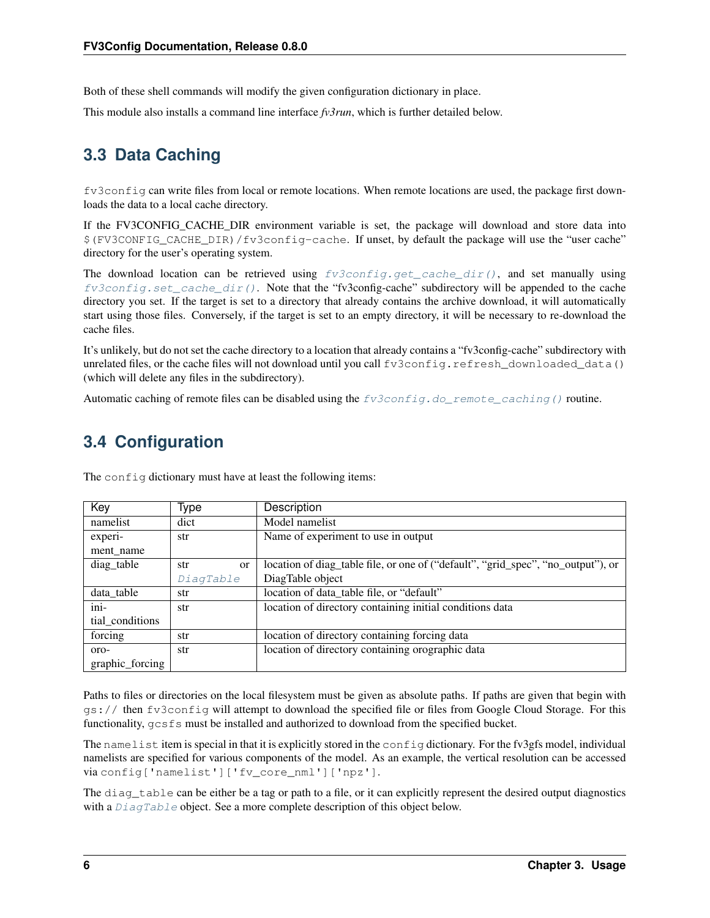Both of these shell commands will modify the given configuration dictionary in place.

This module also installs a command line interface *fv3run*, which is further detailed below.

## 3.3 Data Caching

`fv3config` can write files from local or remote locations. When remote locations are used, the package first downloads the data to a local cache directory.

If the FV3CONFIG_CACHE_DIR environment variable is set, the package will download and store data into `$(FV3CONFIG_CACHE_DIR)/fv3config-cache`. If unset, by default the package will use the "user cache" directory for the user's operating system.

The download location can be retrieved using `fv3config.get_cache_dir()`, and set manually using `fv3config.set_cache_dir()`. Note that the "fv3config-cache" subdirectory will be appended to the cache directory you set. If the target is set to a directory that already contains the archive download, it will automatically start using those files. Conversely, if the target is set to an empty directory, it will be necessary to re-download the cache files.

It's unlikely, but do not set the cache directory to a location that already contains a "fv3config-cache" subdirectory with unrelated files, or the cache files will not download until you call `fv3config.refresh_downloaded_data()` (which will delete any files in the subdirectory).

Automatic caching of remote files can be disabled using the `fv3config.do_remote_caching()` routine.

## 3.4 Configuration

The `config` dictionary must have at least the following items:

| Key | Type | Description |
|---|---|---|
| namelist | dict | Model namelist |
| experiment_name | str | Name of experiment to use in output |
| diag_table | str or `DiagTable` | location of diag_table file, or one of ("default", "grid_spec", "no_output"), or DiagTable object |
| data_table | str | location of data_table file, or "default" |
| initial_conditions | str | location of directory containing initial conditions data |
| forcing | str | location of directory containing forcing data |
| orographic_forcing | str | location of directory containing orographic data |

Paths to files or directories on the local filesystem must be given as absolute paths. If paths are given that begin with `gs://` then `fv3config` will attempt to download the specified file or files from Google Cloud Storage. For this functionality, `gcsfs` must be installed and authorized to download from the specified bucket.

The `namelist` item is special in that it is explicitly stored in the `config` dictionary. For the fv3gfs model, individual namelists are specified for various components of the model. As an example, the vertical resolution can be accessed via `config['namelist']['fv_core_nml']['npz']`.

The `diag_table` can be either be a tag or path to a file, or it can explicitly represent the desired output diagnostics with a `DiagTable` object. See a more complete description of this object below.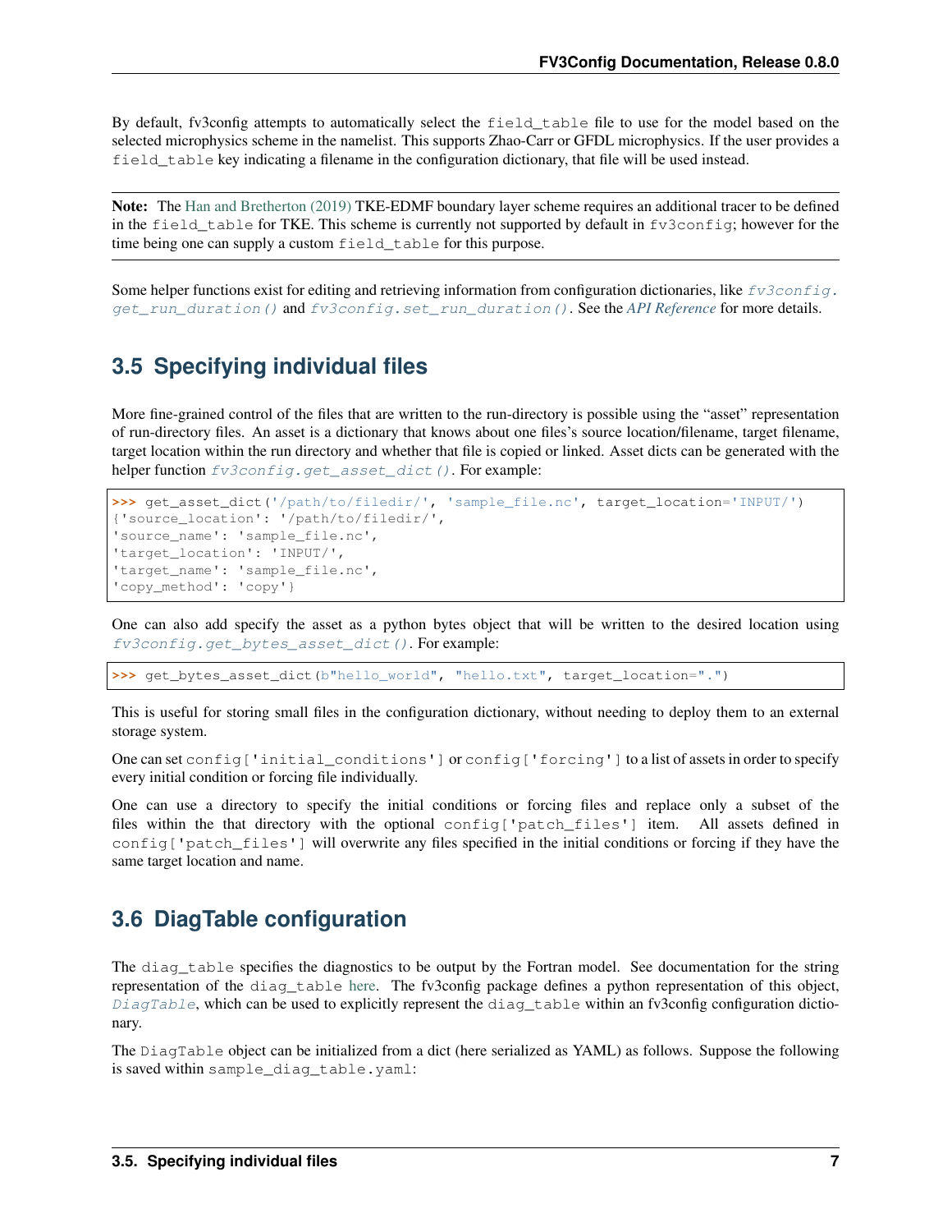By default, fv3config attempts to automatically select the `field_table` file to use for the model based on the selected microphysics scheme in the namelist. This supports Zhao-Carr or GFDL microphysics. If the user provides a `field_table` key indicating a filename in the configuration dictionary, that file will be used instead.

---

**Note:** The Han and Bretherton (2019) TKE-EDMF boundary layer scheme requires an additional tracer to be defined in the `field_table` for TKE. This scheme is currently not supported by default in `fv3config`; however for the time being one can supply a custom `field_table` for this purpose.

---

Some helper functions exist for editing and retrieving information from configuration dictionaries, like `fv3config.get_run_duration()` and `fv3config.set_run_duration()`. See the *API Reference* for more details.

## 3.5 Specifying individual files

More fine-grained control of the files that are written to the run-directory is possible using the "asset" representation of run-directory files. An asset is a dictionary that knows about one files's source location/filename, target filename, target location within the run directory and whether that file is copied or linked. Asset dicts can be generated with the helper function `fv3config.get_asset_dict()`. For example:

```
>>> get_asset_dict('/path/to/filedir/', 'sample_file.nc', target_location='INPUT/')
{'source_location': '/path/to/filedir/',
'source_name': 'sample_file.nc',
'target_location': 'INPUT/',
'target_name': 'sample_file.nc',
'copy_method': 'copy'}
```

One can also add specify the asset as a python bytes object that will be written to the desired location using `fv3config.get_bytes_asset_dict()`. For example:

```
>>> get_bytes_asset_dict(b"hello_world", "hello.txt", target_location=".")
```

This is useful for storing small files in the configuration dictionary, without needing to deploy them to an external storage system.

One can set `config['initial_conditions']` or `config['forcing']` to a list of assets in order to specify every initial condition or forcing file individually.

One can use a directory to specify the initial conditions or forcing files and replace only a subset of the files within the that directory with the optional `config['patch_files']` item. All assets defined in `config['patch_files']` will overwrite any files specified in the initial conditions or forcing if they have the same target location and name.

## 3.6 DiagTable configuration

The `diag_table` specifies the diagnostics to be output by the Fortran model. See documentation for the string representation of the `diag_table` here. The fv3config package defines a python representation of this object, `DiagTable`, which can be used to explicitly represent the `diag_table` within an fv3config configuration dictionary.

The `DiagTable` object can be initialized from a dict (here serialized as YAML) as follows. Suppose the following is saved within `sample_diag_table.yaml`: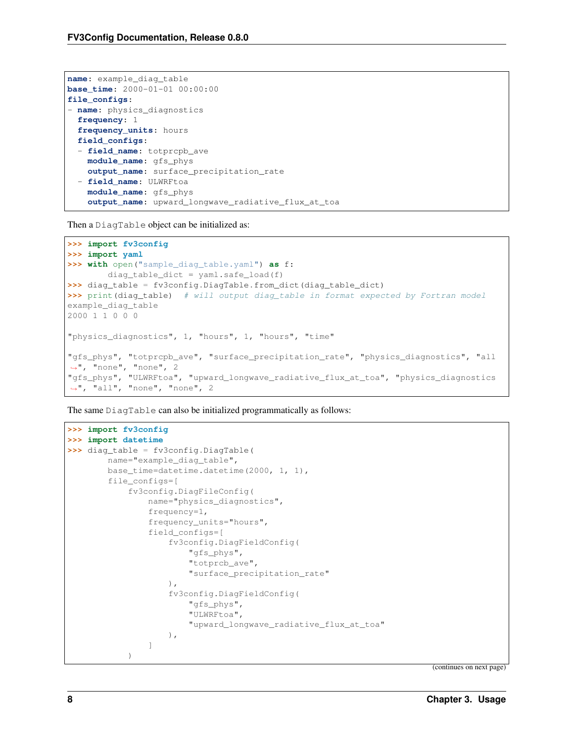```yaml
name: example_diag_table
base_time: 2000-01-01 00:00:00
file_configs:
- name: physics_diagnostics
  frequency: 1
  frequency_units: hours
  field_configs:
  - field_name: totprcpb_ave
    module_name: gfs_phys
    output_name: surface_precipitation_rate
  - field_name: ULWRFtoa
    module_name: gfs_phys
    output_name: upward_longwave_radiative_flux_at_toa
```

Then a `DiagTable` object can be initialized as:

```python
>>> import fv3config
>>> import yaml
>>> with open("sample_diag_table.yaml") as f:
        diag_table_dict = yaml.safe_load(f)
>>> diag_table = fv3config.DiagTable.from_dict(diag_table_dict)
>>> print(diag_table)  # will output diag_table in format expected by Fortran model
example_diag_table
2000 1 1 0 0 0

"physics_diagnostics", 1, "hours", 1, "hours", "time"

"gfs_phys", "totprcpb_ave", "surface_precipitation_rate", "physics_diagnostics", "all
 ", "none", "none", 2
"gfs_phys", "ULWRFtoa", "upward_longwave_radiative_flux_at_toa", "physics_diagnostics
 ", "all", "none", "none", 2
```

The same `DiagTable` can also be initialized programmatically as follows:

```python
>>> import fv3config
>>> import datetime
>>> diag_table = fv3config.DiagTable(
        name="example_diag_table",
        base_time=datetime.datetime(2000, 1, 1),
        file_configs=[
            fv3config.DiagFileConfig(
                name="physics_diagnostics",
                frequency=1,
                frequency_units="hours",
                field_configs=[
                    fv3config.DiagFieldConfig(
                        "gfs_phys",
                        "totprcb_ave",
                        "surface_precipitation_rate"
                    ),
                    fv3config.DiagFieldConfig(
                        "gfs_phys",
                        "ULWRFtoa",
                        "upward_longwave_radiative_flux_at_toa"
                    ),
                ]
            )
```

(continues on next page)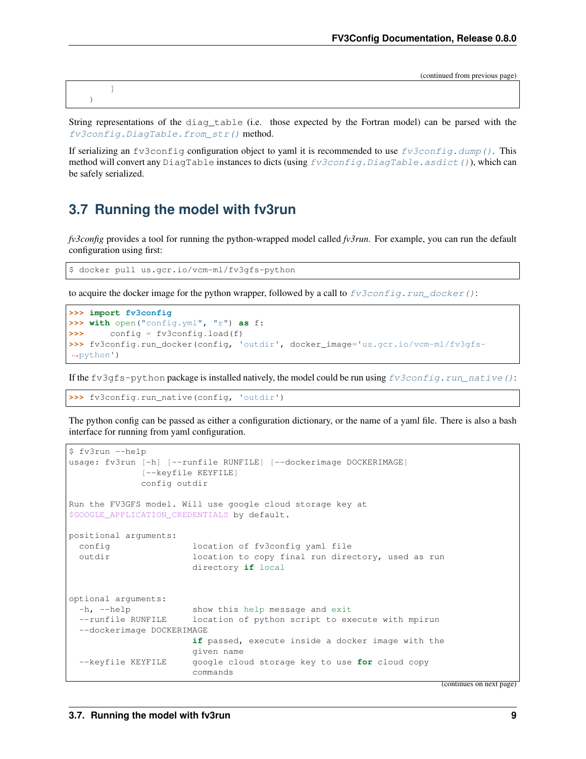(continued from previous page)

```
        ]
    )
```

String representations of the `diag_table` (i.e. those expected by the Fortran model) can be parsed with the *fv3config.DiagTable.from_str()* method.

If serializing an `fv3config` configuration object to yaml it is recommended to use *fv3config.dump()*. This method will convert any `DiagTable` instances to dicts (using *fv3config.DiagTable.asdict()*), which can be safely serialized.

## 3.7 Running the model with fv3run

*fv3config* provides a tool for running the python-wrapped model called *fv3run*. For example, you can run the default configuration using first:

```
$ docker pull us.gcr.io/vcm-ml/fv3gfs-python
```

to acquire the docker image for the python wrapper, followed by a call to *fv3config.run_docker()*:

```
>>> import fv3config
>>> with open("config.yml", "r") as f:
>>>     config = fv3config.load(f)
>>> fv3config.run_docker(config, 'outdir', docker_image='us.gcr.io/vcm-ml/fv3gfs-
→python')
```

If the `fv3gfs-python` package is installed natively, the model could be run using *fv3config.run_native()*:

```
>>> fv3config.run_native(config, 'outdir')
```

The python config can be passed as either a configuration dictionary, or the name of a yaml file. There is also a bash interface for running from yaml configuration.

```
$ fv3run --help
usage: fv3run [-h] [--runfile RUNFILE] [--dockerimage DOCKERIMAGE]
              [--keyfile KEYFILE]
              config outdir

Run the FV3GFS model. Will use google cloud storage key at
$GOOGLE_APPLICATION_CREDENTIALS by default.

positional arguments:
  config                location of fv3config yaml file
  outdir                location to copy final run directory, used as run
                        directory if local


optional arguments:
  -h, --help            show this help message and exit
  --runfile RUNFILE     location of python script to execute with mpirun
  --dockerimage DOCKERIMAGE
                        if passed, execute inside a docker image with the
                        given name
  --keyfile KEYFILE     google cloud storage key to use for cloud copy
                        commands
```

(continues on next page)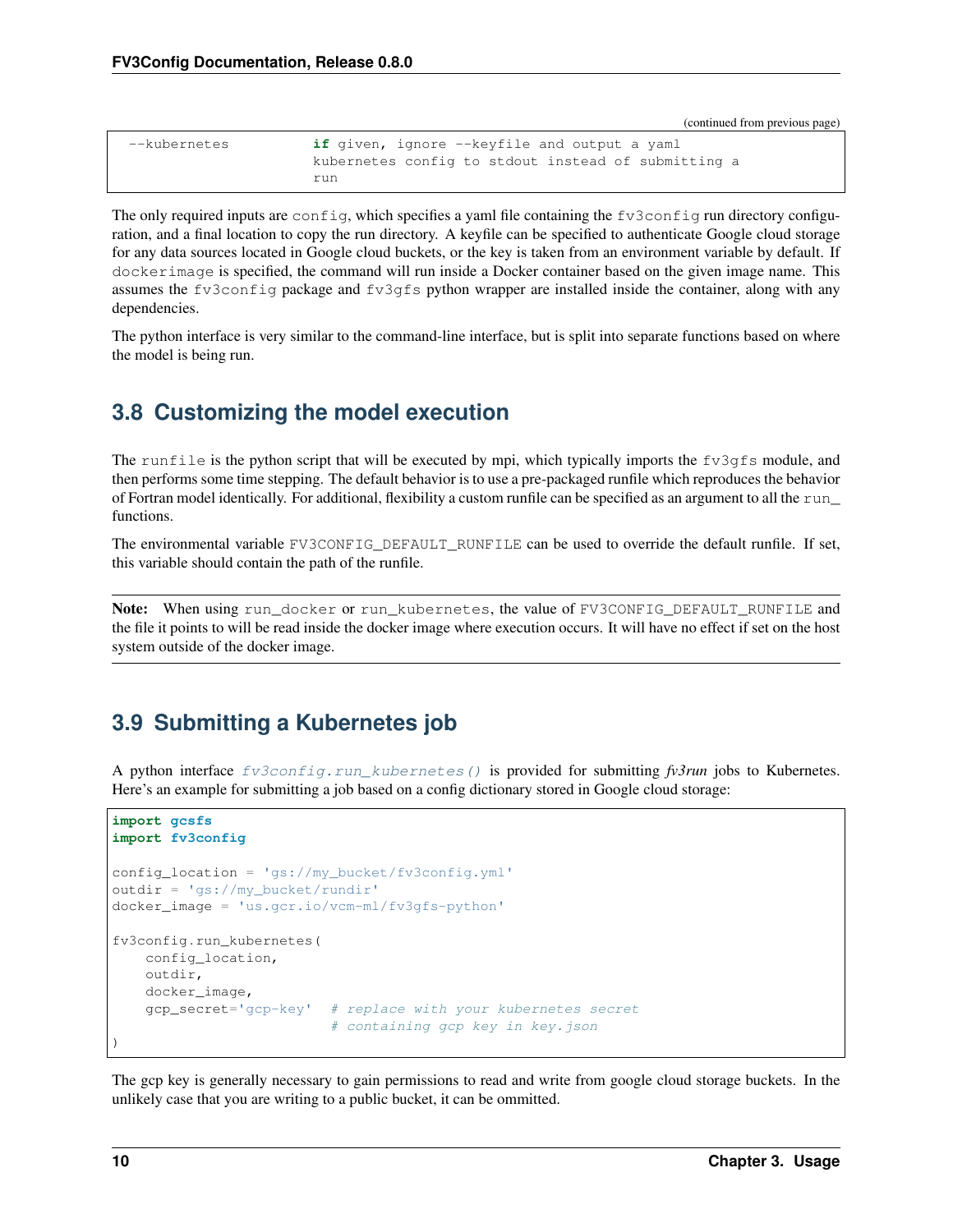(continued from previous page)

```
  --kubernetes          if given, ignore --keyfile and output a yaml
                        kubernetes config to stdout instead of submitting a
                        run
```

The only required inputs are `config`, which specifies a yaml file containing the `fv3config` run directory configuration, and a final location to copy the run directory. A keyfile can be specified to authenticate Google cloud storage for any data sources located in Google cloud buckets, or the key is taken from an environment variable by default. If `dockerimage` is specified, the command will run inside a Docker container based on the given image name. This assumes the `fv3config` package and `fv3gfs` python wrapper are installed inside the container, along with any dependencies.

The python interface is very similar to the command-line interface, but is split into separate functions based on where the model is being run.

## 3.8 Customizing the model execution

The `runfile` is the python script that will be executed by mpi, which typically imports the `fv3gfs` module, and then performs some time stepping. The default behavior is to use a pre-packaged runfile which reproduces the behavior of Fortran model identically. For additional, flexibility a custom runfile can be specified as an argument to all the `run_` functions.

The environmental variable `FV3CONFIG_DEFAULT_RUNFILE` can be used to override the default runfile. If set, this variable should contain the path of the runfile.

**Note:** When using `run_docker` or `run_kubernetes`, the value of `FV3CONFIG_DEFAULT_RUNFILE` and the file it points to will be read inside the docker image where execution occurs. It will have no effect if set on the host system outside of the docker image.

## 3.9 Submitting a Kubernetes job

A python interface `fv3config.run_kubernetes()` is provided for submitting *fv3run* jobs to Kubernetes. Here's an example for submitting a job based on a config dictionary stored in Google cloud storage:

```python
import gcsfs
import fv3config

config_location = 'gs://my_bucket/fv3config.yml'
outdir = 'gs://my_bucket/rundir'
docker_image = 'us.gcr.io/vcm-ml/fv3gfs-python'

fv3config.run_kubernetes(
    config_location,
    outdir,
    docker_image,
    gcp_secret='gcp-key'  # replace with your kubernetes secret
                          # containing gcp key in key.json
)
```

The gcp key is generally necessary to gain permissions to read and write from google cloud storage buckets. In the unlikely case that you are writing to a public bucket, it can be ommitted.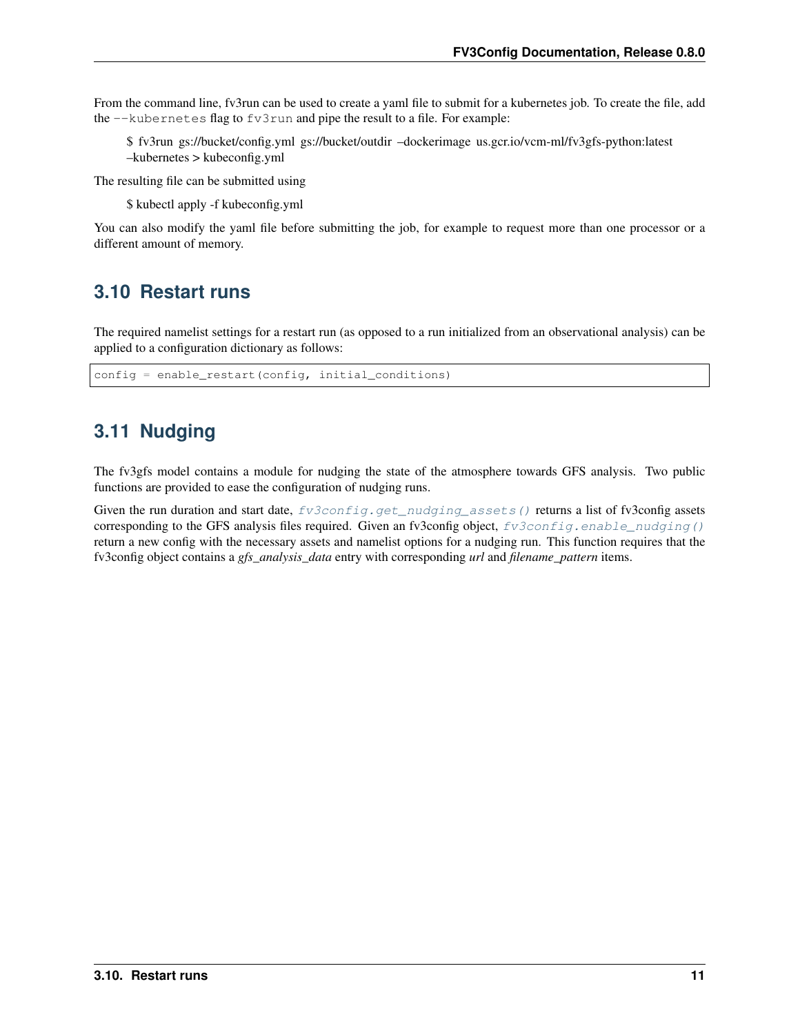From the command line, fv3run can be used to create a yaml file to submit for a kubernetes job. To create the file, add the `--kubernetes` flag to `fv3run` and pipe the result to a file. For example:

> $ fv3run gs://bucket/config.yml gs://bucket/outdir –dockerimage us.gcr.io/vcm-ml/fv3gfs-python:latest –kubernetes > kubeconfig.yml

The resulting file can be submitted using

> $ kubectl apply -f kubeconfig.yml

You can also modify the yaml file before submitting the job, for example to request more than one processor or a different amount of memory.

## 3.10 Restart runs

The required namelist settings for a restart run (as opposed to a run initialized from an observational analysis) can be applied to a configuration dictionary as follows:

```
config = enable_restart(config, initial_conditions)
```

## 3.11 Nudging

The fv3gfs model contains a module for nudging the state of the atmosphere towards GFS analysis. Two public functions are provided to ease the configuration of nudging runs.

Given the run duration and start date, `fv3config.get_nudging_assets()` returns a list of fv3config assets corresponding to the GFS analysis files required. Given an fv3config object, `fv3config.enable_nudging()` return a new config with the necessary assets and namelist options for a nudging run. This function requires that the fv3config object contains a *gfs_analysis_data* entry with corresponding *url* and *filename_pattern* items.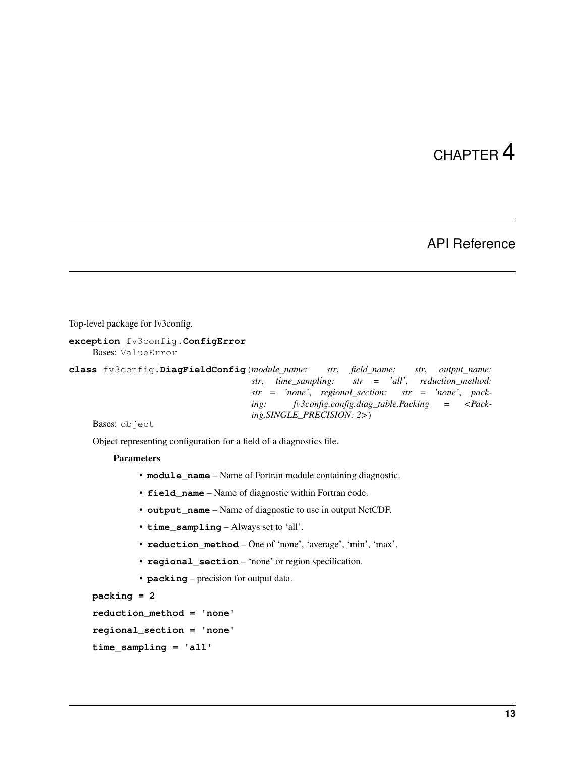# CHAPTER 4

## API Reference

Top-level package for fv3config.

**exception** fv3config.**ConfigError**

Bases: ValueError

**class** fv3config.**DiagFieldConfig**(*module_name: str, field_name: str, output_name: str, time_sampling: str = 'all', reduction_method: str = 'none', regional_section: str = 'none', packing: fv3config.config.diag_table.Packing = <Packing.SINGLE_PRECISION: 2>*)

Bases: object

Object representing configuration for a field of a diagnostics file.

**Parameters**

- **module_name** – Name of Fortran module containing diagnostic.
- **field_name** – Name of diagnostic within Fortran code.
- **output_name** – Name of diagnostic to use in output NetCDF.
- **time_sampling** – Always set to 'all'.
- **reduction_method** – One of 'none', 'average', 'min', 'max'.
- **regional_section** – 'none' or region specification.
- **packing** – precision for output data.

**packing = 2**

**reduction_method = 'none'**

**regional_section = 'none'**

**time_sampling = 'all'**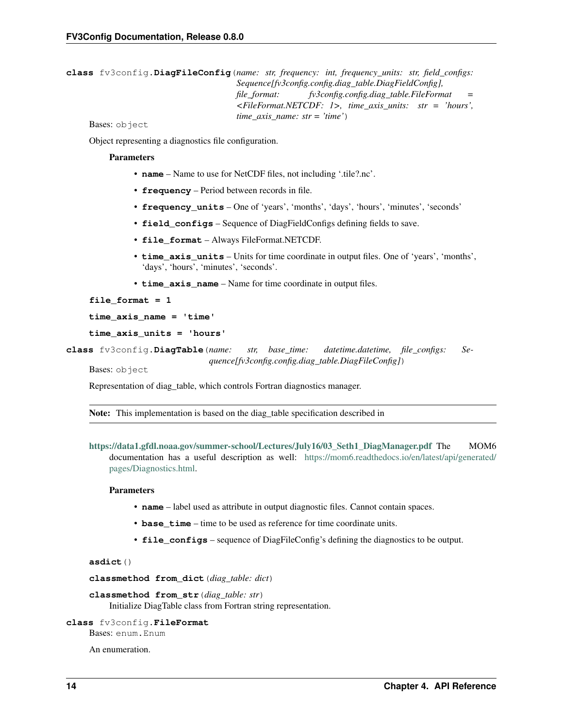**class** fv3config.**DiagFileConfig**(*name: str, frequency: int, frequency_units: str, field_configs: Sequence[fv3config.config.diag_table.DiagFieldConfig], file_format: fv3config.config.diag_table.FileFormat = <FileFormat.NETCDF: 1>, time_axis_units: str = 'hours', time_axis_name: str = 'time'*)

Bases: `object`

Object representing a diagnostics file configuration.

**Parameters**

- **name** – Name to use for NetCDF files, not including '.tile?.nc'.
- **frequency** – Period between records in file.
- **frequency_units** – One of 'years', 'months', 'days', 'hours', 'minutes', 'seconds'
- **field_configs** – Sequence of DiagFieldConfigs defining fields to save.
- **file_format** – Always FileFormat.NETCDF.
- **time_axis_units** – Units for time coordinate in output files. One of 'years', 'months', 'days', 'hours', 'minutes', 'seconds'.
- **time_axis_name** – Name for time coordinate in output files.

**file_format = 1**

**time_axis_name = 'time'**

**time_axis_units = 'hours'**

**class** fv3config.**DiagTable**(*name: str, base_time: datetime.datetime, file_configs: Sequence[fv3config.config.diag_table.DiagFileConfig]*)

Bases: `object`

Representation of diag_table, which controls Fortran diagnostics manager.

**Note:** This implementation is based on the diag_table specification described in

https://data1.gfdl.noaa.gov/summer-school/Lectures/July16/03_Seth1_DiagManager.pdf The MOM6 documentation has a useful description as well: https://mom6.readthedocs.io/en/latest/api/generated/pages/Diagnostics.html.

**Parameters**

- **name** – label used as attribute in output diagnostic files. Cannot contain spaces.
- **base_time** – time to be used as reference for time coordinate units.
- **file_configs** – sequence of DiagFileConfig's defining the diagnostics to be output.

**asdict**()

**classmethod from_dict**(*diag_table: dict*)

**classmethod from_str**(*diag_table: str*)

Initialize DiagTable class from Fortran string representation.

**class** fv3config.**FileFormat**

Bases: `enum.Enum`

An enumeration.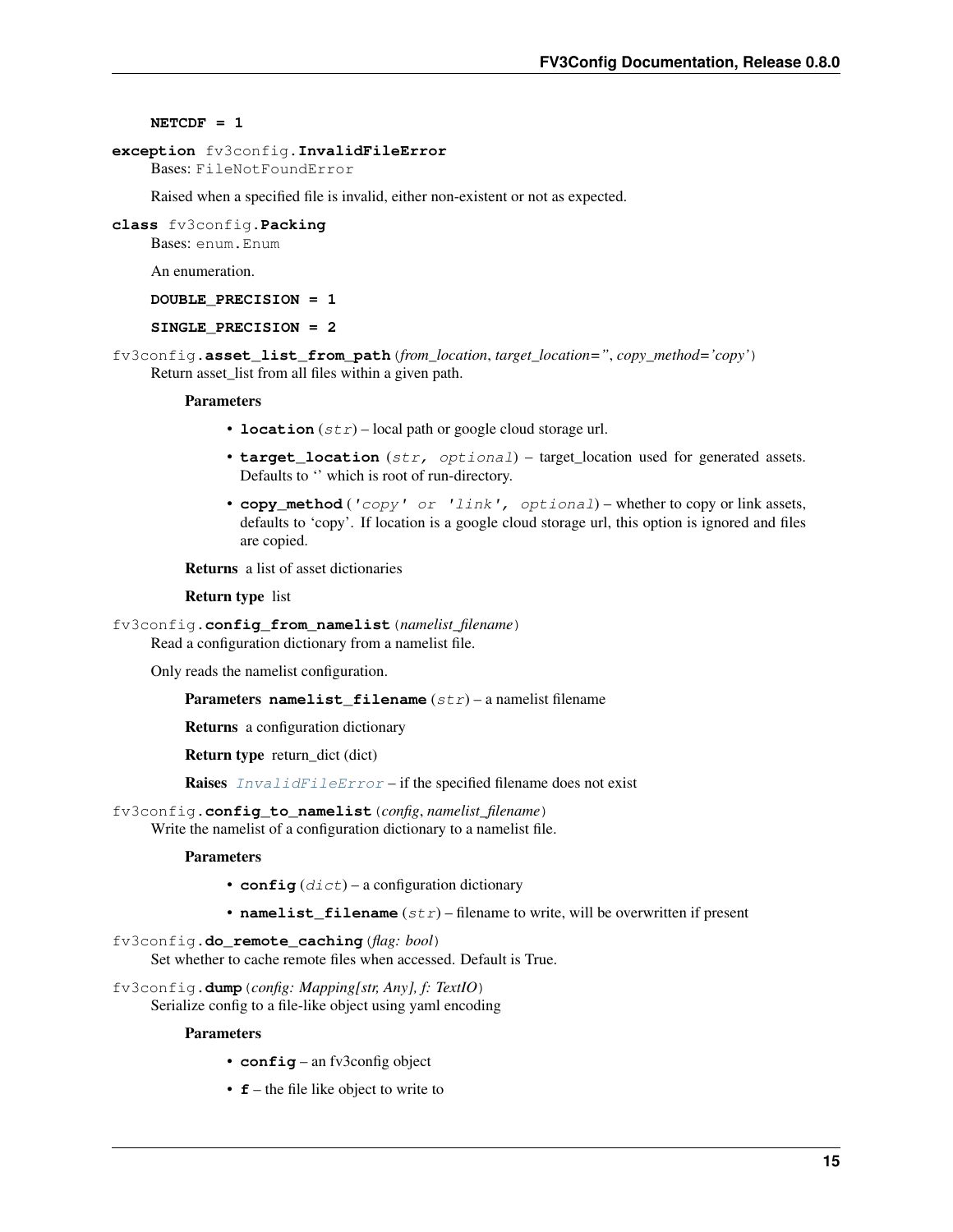**NETCDF = 1**

**exception** fv3config.**InvalidFileError**

Bases: FileNotFoundError

Raised when a specified file is invalid, either non-existent or not as expected.

**class** fv3config.**Packing**

Bases: enum.Enum

An enumeration.

**DOUBLE_PRECISION = 1**

**SINGLE_PRECISION = 2**

fv3config.**asset_list_from_path**(*from_location*, *target_location=''*, *copy_method='copy'*)

Return asset_list from all files within a given path.

**Parameters**

- **location** (*str*) – local path or google cloud storage url.
- **target_location** (*str, optional*) – target_location used for generated assets. Defaults to '' which is root of run-directory.
- **copy_method** (*'copy' or 'link', optional*) – whether to copy or link assets, defaults to 'copy'. If location is a google cloud storage url, this option is ignored and files are copied.

**Returns** a list of asset dictionaries

**Return type** list

fv3config.**config_from_namelist**(*namelist_filename*)

Read a configuration dictionary from a namelist file.

Only reads the namelist configuration.

**Parameters namelist_filename** (*str*) – a namelist filename

**Returns** a configuration dictionary

**Return type** return_dict (dict)

**Raises** *InvalidFileError* – if the specified filename does not exist

fv3config.**config_to_namelist**(*config*, *namelist_filename*)

Write the namelist of a configuration dictionary to a namelist file.

**Parameters**

- **config** (*dict*) – a configuration dictionary
- **namelist_filename** (*str*) – filename to write, will be overwritten if present

fv3config.**do_remote_caching**(*flag: bool*)

Set whether to cache remote files when accessed. Default is True.

fv3config.**dump**(*config: Mapping[str, Any], f: TextIO*)

Serialize config to a file-like object using yaml encoding

**Parameters**

- **config** – an fv3config object
- **f** – the file like object to write to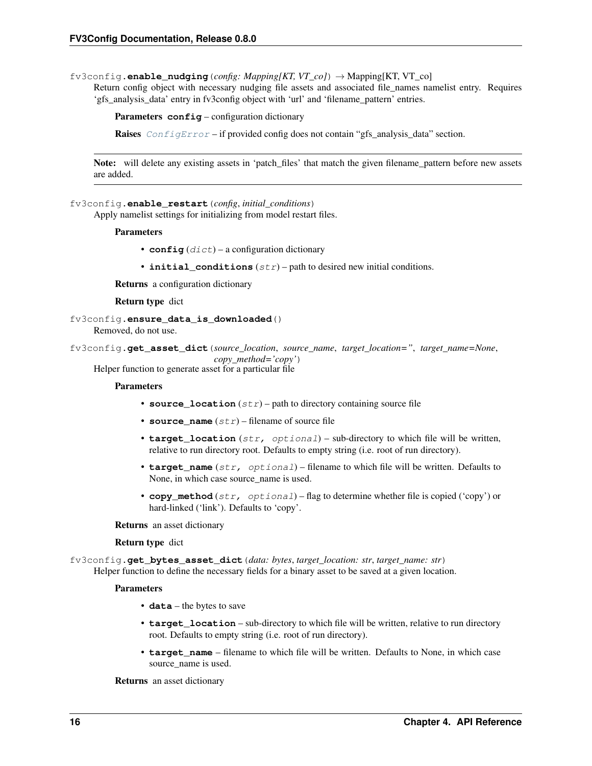fv3config.**enable_nudging**(*config: Mapping[KT, VT_co]*) → Mapping[KT, VT_co]

Return config object with necessary nudging file assets and associated file_names namelist entry. Requires 'gfs_analysis_data' entry in fv3config object with 'url' and 'filename_pattern' entries.

**Parameters** **config** – configuration dictionary

**Raises** *ConfigError* – if provided config does not contain "gfs_analysis_data" section.

---

**Note:** will delete any existing assets in 'patch_files' that match the given filename_pattern before new assets are added.

---

fv3config.**enable_restart**(*config*, *initial_conditions*)

Apply namelist settings for initializing from model restart files.

**Parameters**

- **config** (*dict*) – a configuration dictionary
- **initial_conditions** (*str*) – path to desired new initial conditions.

**Returns** a configuration dictionary

**Return type** dict

fv3config.**ensure_data_is_downloaded**()

Removed, do not use.

fv3config.**get_asset_dict**(*source_location*, *source_name*, *target_location=''*, *target_name=None*, *copy_method='copy'*)

Helper function to generate asset for a particular file

**Parameters**

- **source_location** (*str*) – path to directory containing source file
- **source_name** (*str*) – filename of source file
- **target_location** (*str, optional*) – sub-directory to which file will be written, relative to run directory root. Defaults to empty string (i.e. root of run directory).
- **target_name** (*str, optional*) – filename to which file will be written. Defaults to None, in which case source_name is used.
- **copy_method** (*str, optional*) – flag to determine whether file is copied ('copy') or hard-linked ('link'). Defaults to 'copy'.

**Returns** an asset dictionary

**Return type** dict

fv3config.**get_bytes_asset_dict**(*data: bytes*, *target_location: str*, *target_name: str*)

Helper function to define the necessary fields for a binary asset to be saved at a given location.

**Parameters**

- **data** – the bytes to save
- **target_location** – sub-directory to which file will be written, relative to run directory root. Defaults to empty string (i.e. root of run directory).
- **target_name** – filename to which file will be written. Defaults to None, in which case source_name is used.

**Returns** an asset dictionary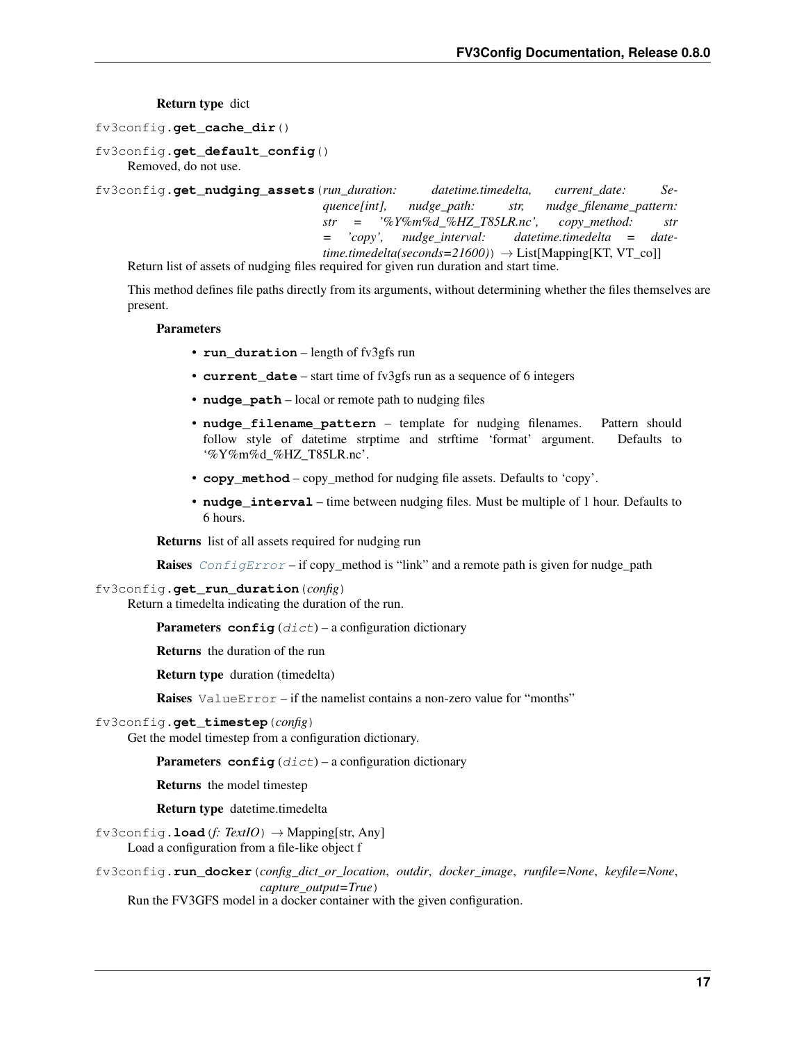**Return type** dict

`fv3config.get_cache_dir()`

`fv3config.get_default_config()`

Removed, do not use.

`fv3config.get_nudging_assets(run_duration: datetime.timedelta, current_date: Sequence[int], nudge_path: str, nudge_filename_pattern: str = '%Y%m%d_%HZ_T85LR.nc', copy_method: str = 'copy', nudge_interval: datetime.timedelta = datetime.timedelta(seconds=21600)) → List[Mapping[KT, VT_co]]`

Return list of assets of nudging files required for given run duration and start time.

This method defines file paths directly from its arguments, without determining whether the files themselves are present.

**Parameters**

- **run_duration** – length of fv3gfs run
- **current_date** – start time of fv3gfs run as a sequence of 6 integers
- **nudge_path** – local or remote path to nudging files
- **nudge_filename_pattern** – template for nudging filenames. Pattern should follow style of datetime strptime and strftime 'format' argument. Defaults to '%Y%m%d_%HZ_T85LR.nc'.
- **copy_method** – copy_method for nudging file assets. Defaults to 'copy'.
- **nudge_interval** – time between nudging files. Must be multiple of 1 hour. Defaults to 6 hours.

**Returns** list of all assets required for nudging run

**Raises** `ConfigError` – if copy_method is "link" and a remote path is given for nudge_path

`fv3config.get_run_duration(config)`

Return a timedelta indicating the duration of the run.

**Parameters** **config** (*dict*) – a configuration dictionary

**Returns** the duration of the run

**Return type** duration (timedelta)

**Raises** `ValueError` – if the namelist contains a non-zero value for "months"

`fv3config.get_timestep(config)`

Get the model timestep from a configuration dictionary.

**Parameters** **config** (*dict*) – a configuration dictionary

**Returns** the model timestep

**Return type** datetime.timedelta

`fv3config.load(f: TextIO) → Mapping[str, Any]`

Load a configuration from a file-like object f

`fv3config.run_docker(config_dict_or_location, outdir, docker_image, runfile=None, keyfile=None, capture_output=True)`

Run the FV3GFS model in a docker container with the given configuration.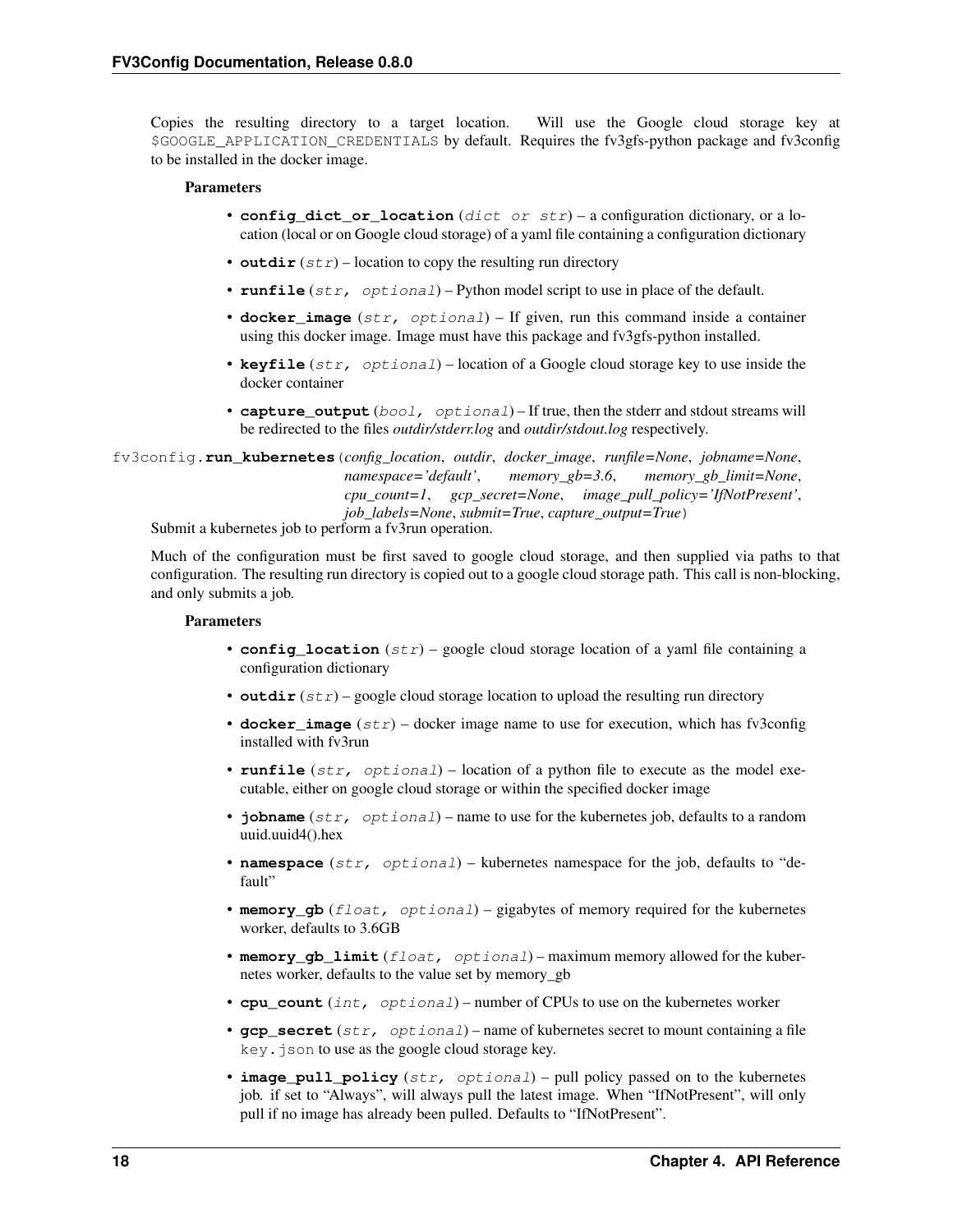Copies the resulting directory to a target location. Will use the Google cloud storage key at `$GOOGLE_APPLICATION_CREDENTIALS` by default. Requires the fv3gfs-python package and fv3config to be installed in the docker image.

**Parameters**

- **config_dict_or_location** (*dict or str*) – a configuration dictionary, or a location (local or on Google cloud storage) of a yaml file containing a configuration dictionary
- **outdir** (*str*) – location to copy the resulting run directory
- **runfile** (*str, optional*) – Python model script to use in place of the default.
- **docker_image** (*str, optional*) – If given, run this command inside a container using this docker image. Image must have this package and fv3gfs-python installed.
- **keyfile** (*str, optional*) – location of a Google cloud storage key to use inside the docker container
- **capture_output** (*bool, optional*) – If true, then the stderr and stdout streams will be redirected to the files *outdir/stderr.log* and *outdir/stdout.log* respectively.

fv3config.**run_kubernetes**(*config_location*, *outdir*, *docker_image*, *runfile=None*, *jobname=None*, *namespace='default'*, *memory_gb=3.6*, *memory_gb_limit=None*, *cpu_count=1*, *gcp_secret=None*, *image_pull_policy='IfNotPresent'*, *job_labels=None*, *submit=True*, *capture_output=True*)

Submit a kubernetes job to perform a fv3run operation.

Much of the configuration must be first saved to google cloud storage, and then supplied via paths to that configuration. The resulting run directory is copied out to a google cloud storage path. This call is non-blocking, and only submits a job.

**Parameters**

- **config_location** (*str*) – google cloud storage location of a yaml file containing a configuration dictionary
- **outdir** (*str*) – google cloud storage location to upload the resulting run directory
- **docker_image** (*str*) – docker image name to use for execution, which has fv3config installed with fv3run
- **runfile** (*str, optional*) – location of a python file to execute as the model executable, either on google cloud storage or within the specified docker image
- **jobname** (*str, optional*) – name to use for the kubernetes job, defaults to a random uuid.uuid4().hex
- **namespace** (*str, optional*) – kubernetes namespace for the job, defaults to "default"
- **memory_gb** (*float, optional*) – gigabytes of memory required for the kubernetes worker, defaults to 3.6GB
- **memory_gb_limit** (*float, optional*) – maximum memory allowed for the kubernetes worker, defaults to the value set by memory_gb
- **cpu_count** (*int, optional*) – number of CPUs to use on the kubernetes worker
- **gcp_secret** (*str, optional*) – name of kubernetes secret to mount containing a file `key.json` to use as the google cloud storage key.
- **image_pull_policy** (*str, optional*) – pull policy passed on to the kubernetes job. if set to "Always", will always pull the latest image. When "IfNotPresent", will only pull if no image has already been pulled. Defaults to "IfNotPresent".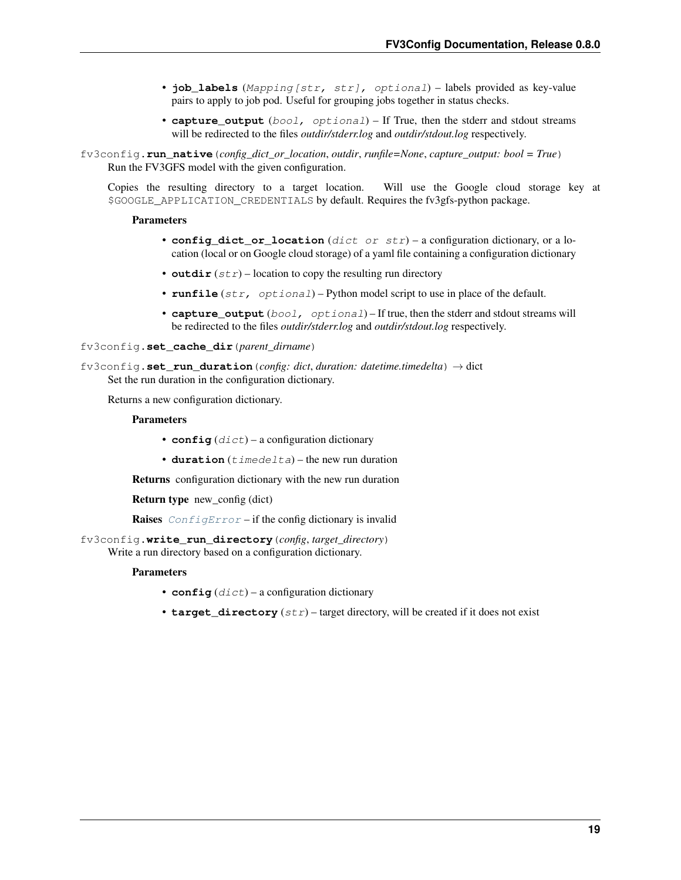- **job_labels** (*Mapping[str, str], optional*) – labels provided as key-value pairs to apply to job pod. Useful for grouping jobs together in status checks.
- **capture_output** (*bool, optional*) – If True, then the stderr and stdout streams will be redirected to the files *outdir/stderr.log* and *outdir/stdout.log* respectively.

fv3config.**run_native**(*config_dict_or_location*, *outdir*, *runfile=None*, *capture_output: bool = True*)

Run the FV3GFS model with the given configuration.

Copies the resulting directory to a target location. Will use the Google cloud storage key at `$GOOGLE_APPLICATION_CREDENTIALS` by default. Requires the fv3gfs-python package.

**Parameters**

- **config_dict_or_location** (*dict or str*) – a configuration dictionary, or a location (local or on Google cloud storage) of a yaml file containing a configuration dictionary
- **outdir** (*str*) – location to copy the resulting run directory
- **runfile** (*str, optional*) – Python model script to use in place of the default.
- **capture_output** (*bool, optional*) – If true, then the stderr and stdout streams will be redirected to the files *outdir/stderr.log* and *outdir/stdout.log* respectively.

fv3config.**set_cache_dir**(*parent_dirname*)

fv3config.**set_run_duration**(*config: dict*, *duration: datetime.timedelta*) → dict

Set the run duration in the configuration dictionary.

Returns a new configuration dictionary.

**Parameters**

- **config** (*dict*) – a configuration dictionary
- **duration** (*timedelta*) – the new run duration

**Returns** configuration dictionary with the new run duration

**Return type** new_config (dict)

**Raises** *ConfigError* – if the config dictionary is invalid

fv3config.**write_run_directory**(*config*, *target_directory*)

Write a run directory based on a configuration dictionary.

**Parameters**

- **config** (*dict*) – a configuration dictionary
- **target_directory** (*str*) – target directory, will be created if it does not exist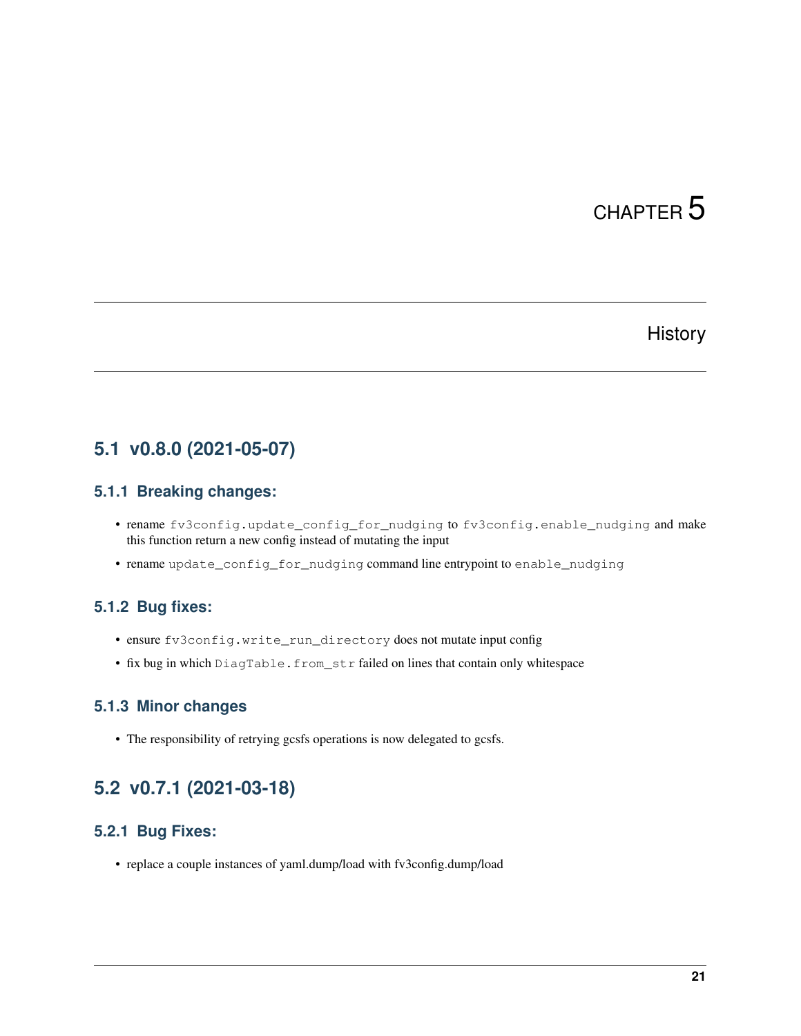# CHAPTER 5

# History

## 5.1 v0.8.0 (2021-05-07)

### 5.1.1 Breaking changes:

- rename `fv3config.update_config_for_nudging` to `fv3config.enable_nudging` and make this function return a new config instead of mutating the input
- rename `update_config_for_nudging` command line entrypoint to `enable_nudging`

### 5.1.2 Bug fixes:

- ensure `fv3config.write_run_directory` does not mutate input config
- fix bug in which `DiagTable.from_str` failed on lines that contain only whitespace

### 5.1.3 Minor changes

- The responsibility of retrying gcsfs operations is now delegated to gcsfs.

## 5.2 v0.7.1 (2021-03-18)

### 5.2.1 Bug Fixes:

- replace a couple instances of yaml.dump/load with fv3config.dump/load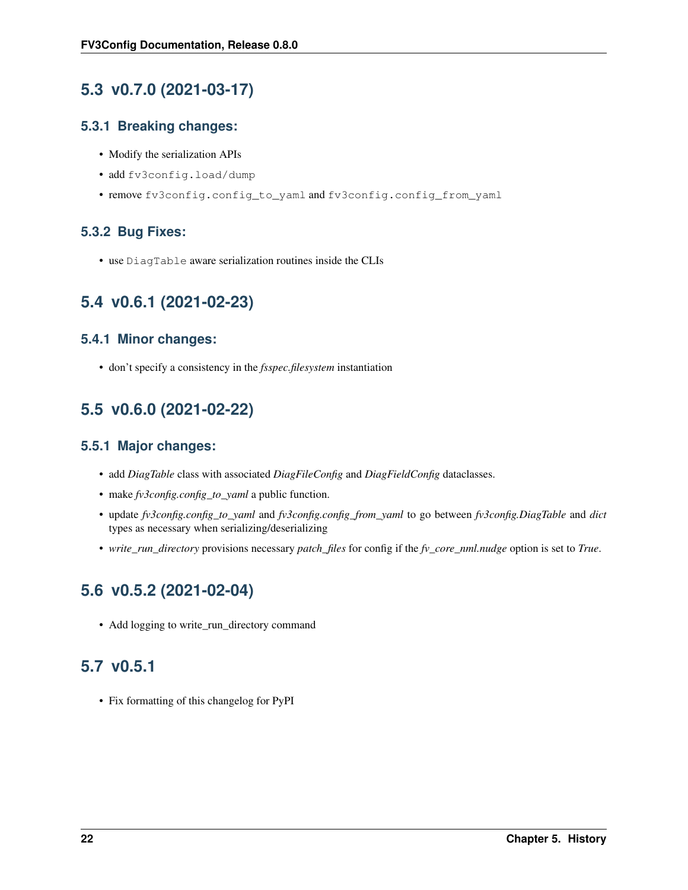## 5.3 v0.7.0 (2021-03-17)

### 5.3.1 Breaking changes:

- Modify the serialization APIs
- add `fv3config.load/dump`
- remove `fv3config.config_to_yaml` and `fv3config.config_from_yaml`

### 5.3.2 Bug Fixes:

- use `DiagTable` aware serialization routines inside the CLIs

## 5.4 v0.6.1 (2021-02-23)

### 5.4.1 Minor changes:

- don't specify a consistency in the *fsspec.filesystem* instantiation

## 5.5 v0.6.0 (2021-02-22)

### 5.5.1 Major changes:

- add *DiagTable* class with associated *DiagFileConfig* and *DiagFieldConfig* dataclasses.
- make *fv3config.config_to_yaml* a public function.
- update *fv3config.config_to_yaml* and *fv3config.config_from_yaml* to go between *fv3config.DiagTable* and *dict* types as necessary when serializing/deserializing
- *write_run_directory* provisions necessary *patch_files* for config if the *fv_core_nml.nudge* option is set to *True*.

## 5.6 v0.5.2 (2021-02-04)

- Add logging to write_run_directory command

## 5.7 v0.5.1

- Fix formatting of this changelog for PyPI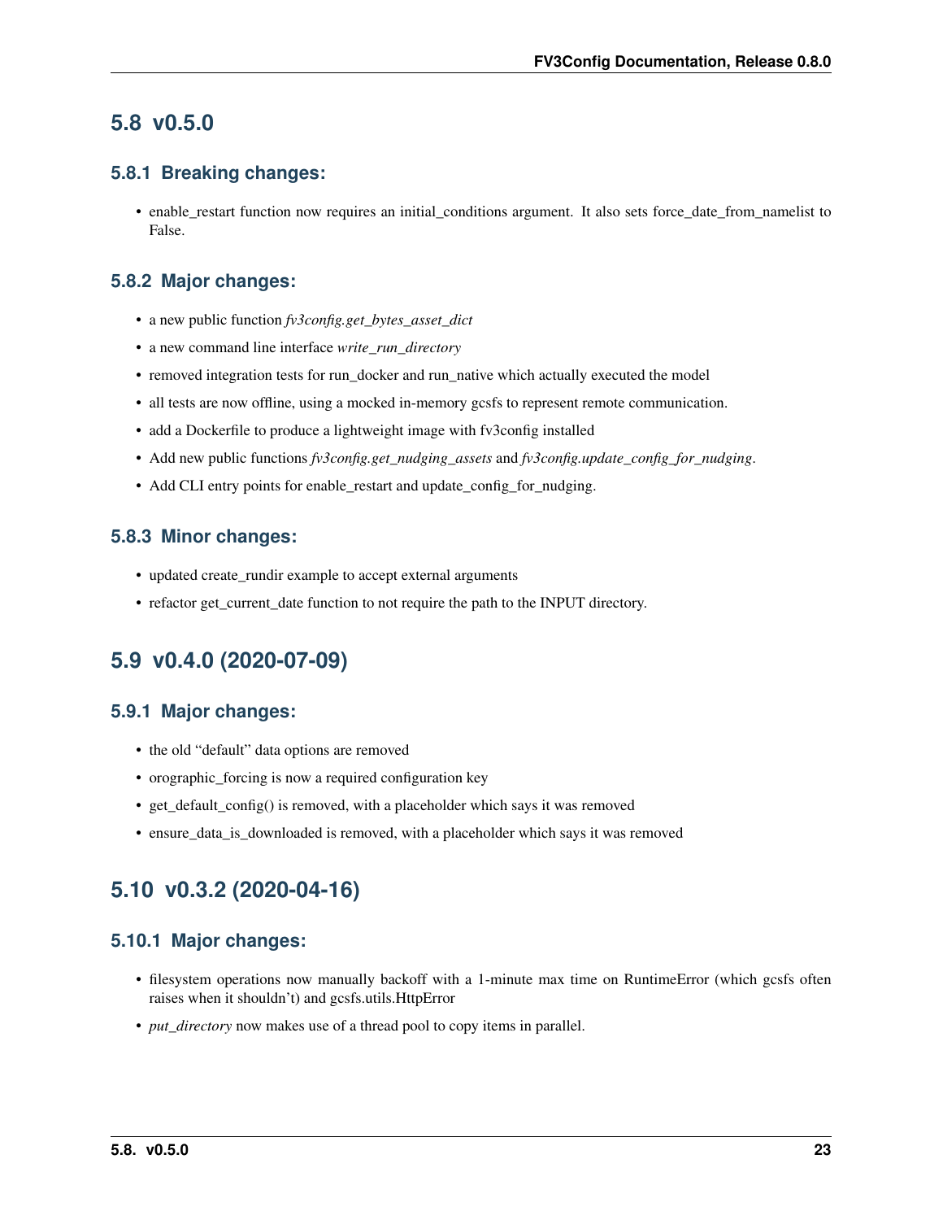## 5.8 v0.5.0

### 5.8.1 Breaking changes:

- enable_restart function now requires an initial_conditions argument. It also sets force_date_from_namelist to False.

### 5.8.2 Major changes:

- a new public function *fv3config.get_bytes_asset_dict*
- a new command line interface *write_run_directory*
- removed integration tests for run_docker and run_native which actually executed the model
- all tests are now offline, using a mocked in-memory gcsfs to represent remote communication.
- add a Dockerfile to produce a lightweight image with fv3config installed
- Add new public functions *fv3config.get_nudging_assets* and *fv3config.update_config_for_nudging*.
- Add CLI entry points for enable_restart and update_config_for_nudging.

### 5.8.3 Minor changes:

- updated create_rundir example to accept external arguments
- refactor get_current_date function to not require the path to the INPUT directory.

## 5.9 v0.4.0 (2020-07-09)

### 5.9.1 Major changes:

- the old "default" data options are removed
- orographic_forcing is now a required configuration key
- get_default_config() is removed, with a placeholder which says it was removed
- ensure_data_is_downloaded is removed, with a placeholder which says it was removed

## 5.10 v0.3.2 (2020-04-16)

### 5.10.1 Major changes:

- filesystem operations now manually backoff with a 1-minute max time on RuntimeError (which gcsfs often raises when it shouldn't) and gcsfs.utils.HttpError
- *put_directory* now makes use of a thread pool to copy items in parallel.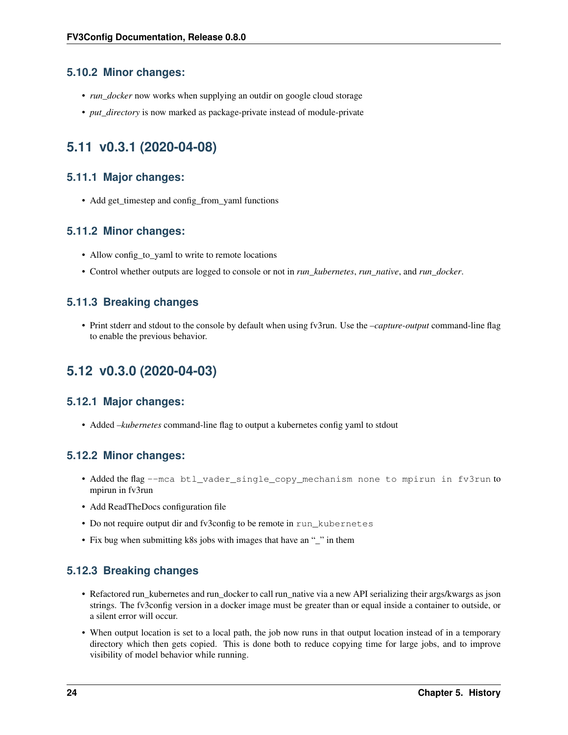### 5.10.2 Minor changes:

- *run_docker* now works when supplying an outdir on google cloud storage
- *put_directory* is now marked as package-private instead of module-private

## 5.11 v0.3.1 (2020-04-08)

### 5.11.1 Major changes:

- Add get_timestep and config_from_yaml functions

### 5.11.2 Minor changes:

- Allow config_to_yaml to write to remote locations
- Control whether outputs are logged to console or not in *run_kubernetes*, *run_native*, and *run_docker*.

### 5.11.3 Breaking changes

- Print stderr and stdout to the console by default when using fv3run. Use the *–capture-output* command-line flag to enable the previous behavior.

## 5.12 v0.3.0 (2020-04-03)

### 5.12.1 Major changes:

- Added *–kubernetes* command-line flag to output a kubernetes config yaml to stdout

### 5.12.2 Minor changes:

- Added the flag `--mca btl_vader_single_copy_mechanism none to mpirun in fv3run` to mpirun in fv3run
- Add ReadTheDocs configuration file
- Do not require output dir and fv3config to be remote in `run_kubernetes`
- Fix bug when submitting k8s jobs with images that have an "_" in them

### 5.12.3 Breaking changes

- Refactored run_kubernetes and run_docker to call run_native via a new API serializing their args/kwargs as json strings. The fv3config version in a docker image must be greater than or equal inside a container to outside, or a silent error will occur.
- When output location is set to a local path, the job now runs in that output location instead of in a temporary directory which then gets copied. This is done both to reduce copying time for large jobs, and to improve visibility of model behavior while running.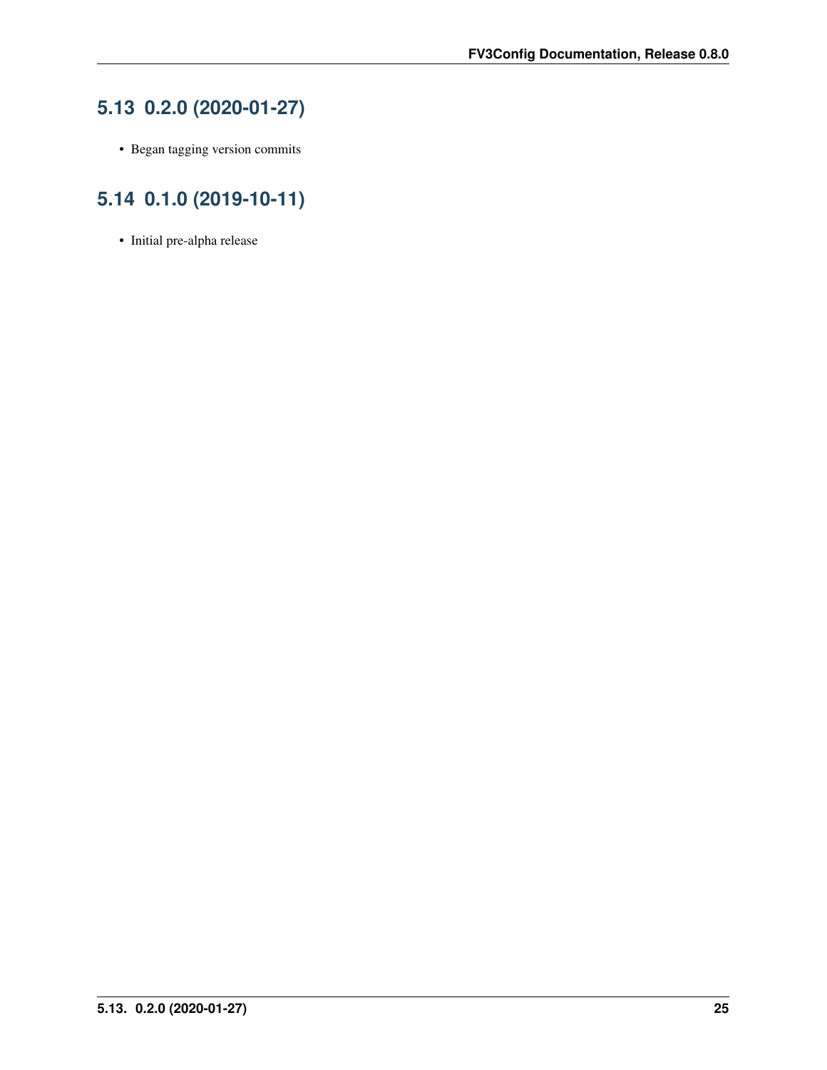## 5.13 0.2.0 (2020-01-27)

- Began tagging version commits

## 5.14 0.1.0 (2019-10-11)

- Initial pre-alpha release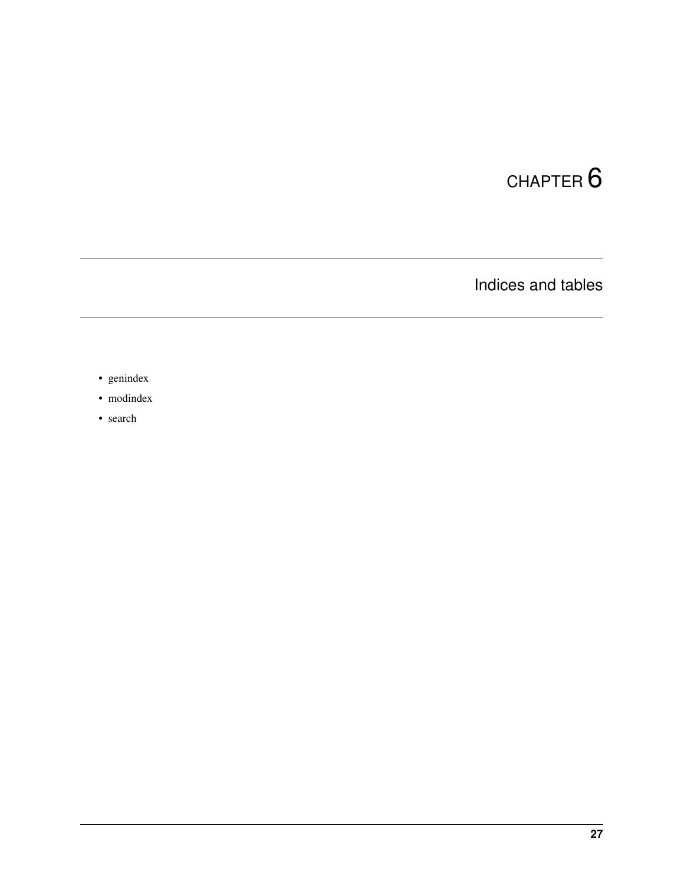# CHAPTER 6

## Indices and tables

- genindex
- modindex
- search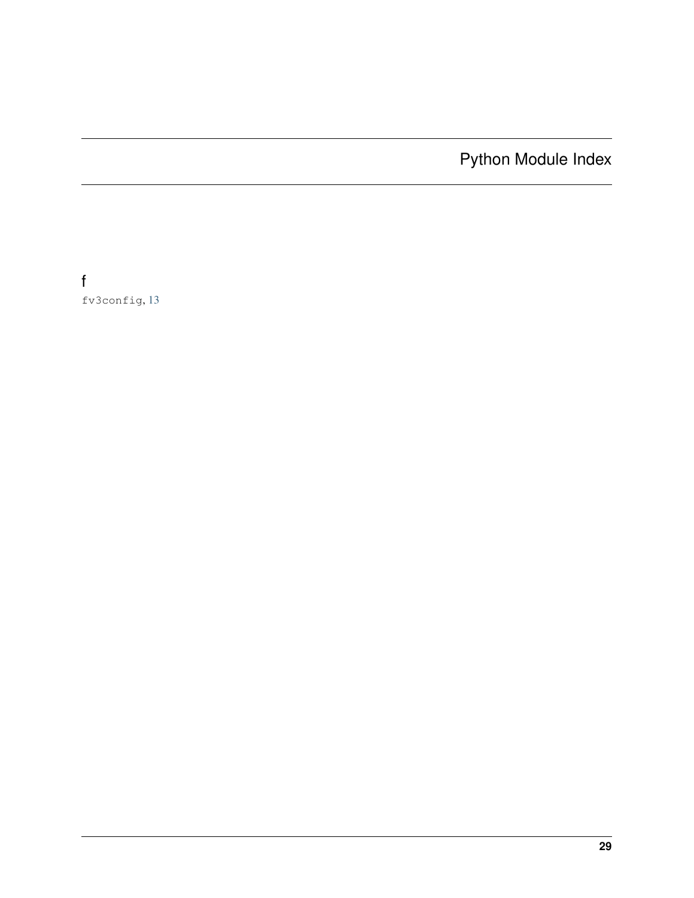# Python Module Index

## f

`fv3config`, 13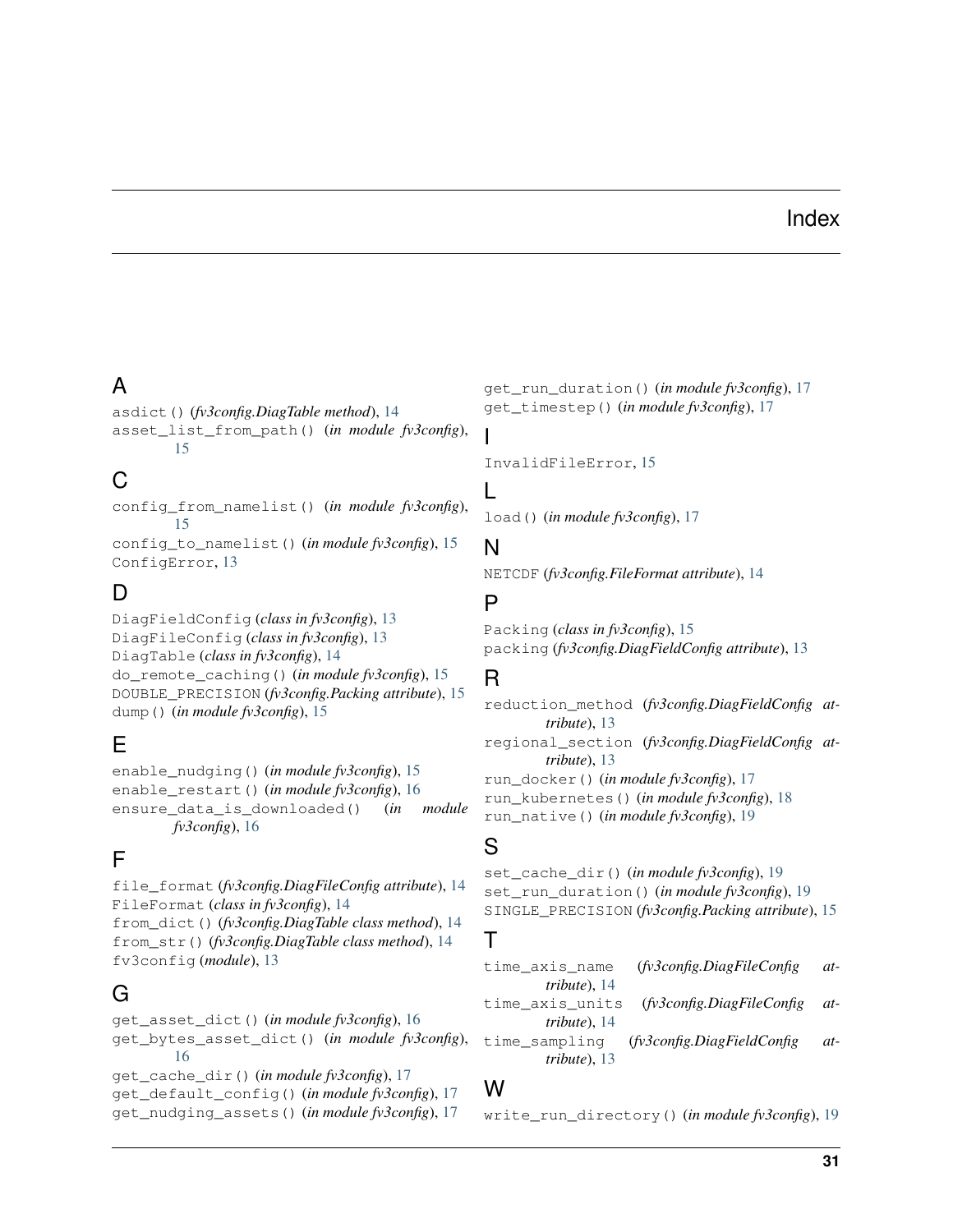# Index

## A

asdict() (*fv3config.DiagTable method*), 14
asset_list_from_path() (*in module fv3config*), 15

## C

config_from_namelist() (*in module fv3config*), 15
config_to_namelist() (*in module fv3config*), 15
ConfigError, 13

## D

DiagFieldConfig (*class in fv3config*), 13
DiagFileConfig (*class in fv3config*), 13
DiagTable (*class in fv3config*), 14
do_remote_caching() (*in module fv3config*), 15
DOUBLE_PRECISION (*fv3config.Packing attribute*), 15
dump() (*in module fv3config*), 15

## E

enable_nudging() (*in module fv3config*), 15
enable_restart() (*in module fv3config*), 16
ensure_data_is_downloaded() (*in module fv3config*), 16

## F

file_format (*fv3config.DiagFileConfig attribute*), 14
FileFormat (*class in fv3config*), 14
from_dict() (*fv3config.DiagTable class method*), 14
from_str() (*fv3config.DiagTable class method*), 14
fv3config (*module*), 13

## G

get_asset_dict() (*in module fv3config*), 16
get_bytes_asset_dict() (*in module fv3config*), 16
get_cache_dir() (*in module fv3config*), 17
get_default_config() (*in module fv3config*), 17
get_nudging_assets() (*in module fv3config*), 17
get_run_duration() (*in module fv3config*), 17
get_timestep() (*in module fv3config*), 17

## I

InvalidFileError, 15

## L

load() (*in module fv3config*), 17

## N

NETCDF (*fv3config.FileFormat attribute*), 14

## P

Packing (*class in fv3config*), 15
packing (*fv3config.DiagFieldConfig attribute*), 13

## R

reduction_method (*fv3config.DiagFieldConfig attribute*), 13
regional_section (*fv3config.DiagFieldConfig attribute*), 13
run_docker() (*in module fv3config*), 17
run_kubernetes() (*in module fv3config*), 18
run_native() (*in module fv3config*), 19

## S

set_cache_dir() (*in module fv3config*), 19
set_run_duration() (*in module fv3config*), 19
SINGLE_PRECISION (*fv3config.Packing attribute*), 15

## T

time_axis_name (*fv3config.DiagFileConfig attribute*), 14
time_axis_units (*fv3config.DiagFileConfig attribute*), 14
time_sampling (*fv3config.DiagFieldConfig attribute*), 13

## W

write_run_directory() (*in module fv3config*), 19